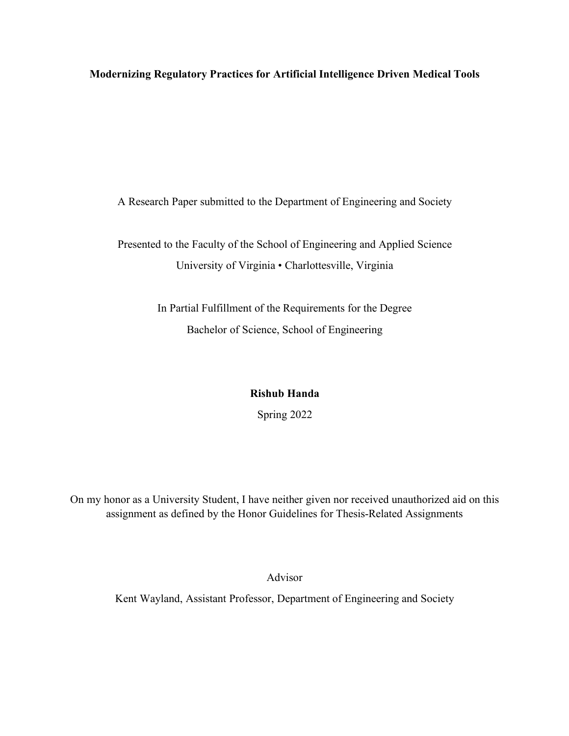# Modernizing Regulatory Practices for Artificial Intelligence Driven Medical Tools

A Research Paper submitted to the Department of Engineering and Society

Presented to the Faculty of the School of Engineering and Applied Science
University of Virginia • Charlottesville, Virginia

In Partial Fulfillment of the Requirements for the Degree
Bachelor of Science, School of Engineering

**Rishub Handa**

Spring 2022

On my honor as a University Student, I have neither given nor received unauthorized aid on this assignment as defined by the Honor Guidelines for Thesis-Related Assignments

Advisor

Kent Wayland, Assistant Professor, Department of Engineering and Society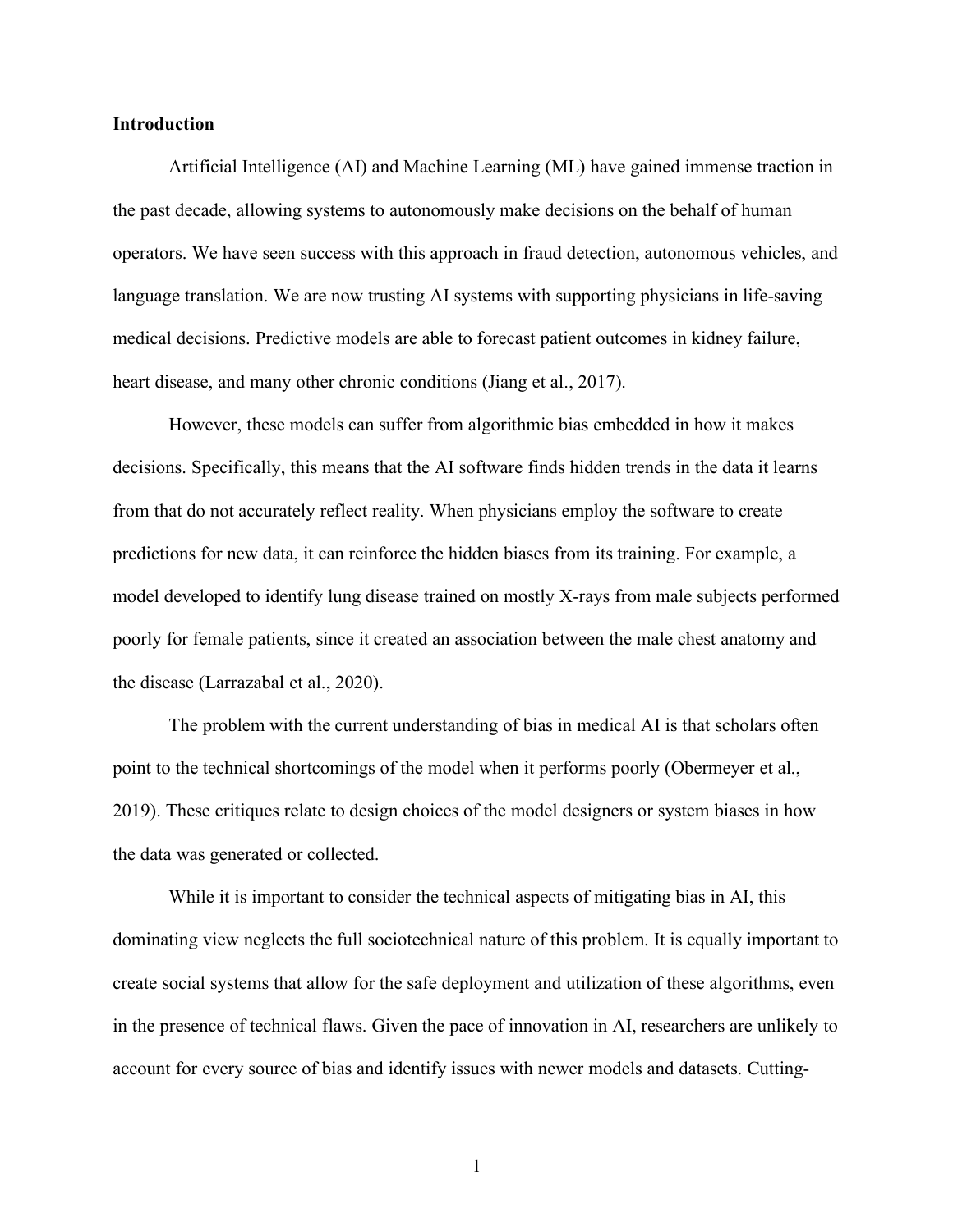**Introduction**

Artificial Intelligence (AI) and Machine Learning (ML) have gained immense traction in the past decade, allowing systems to autonomously make decisions on the behalf of human operators. We have seen success with this approach in fraud detection, autonomous vehicles, and language translation. We are now trusting AI systems with supporting physicians in life-saving medical decisions. Predictive models are able to forecast patient outcomes in kidney failure, heart disease, and many other chronic conditions (Jiang et al., 2017).

However, these models can suffer from algorithmic bias embedded in how it makes decisions. Specifically, this means that the AI software finds hidden trends in the data it learns from that do not accurately reflect reality. When physicians employ the software to create predictions for new data, it can reinforce the hidden biases from its training. For example, a model developed to identify lung disease trained on mostly X-rays from male subjects performed poorly for female patients, since it created an association between the male chest anatomy and the disease (Larrazabal et al., 2020).

The problem with the current understanding of bias in medical AI is that scholars often point to the technical shortcomings of the model when it performs poorly (Obermeyer et al., 2019). These critiques relate to design choices of the model designers or system biases in how the data was generated or collected.

While it is important to consider the technical aspects of mitigating bias in AI, this dominating view neglects the full sociotechnical nature of this problem. It is equally important to create social systems that allow for the safe deployment and utilization of these algorithms, even in the presence of technical flaws. Given the pace of innovation in AI, researchers are unlikely to account for every source of bias and identify issues with newer models and datasets. Cutting-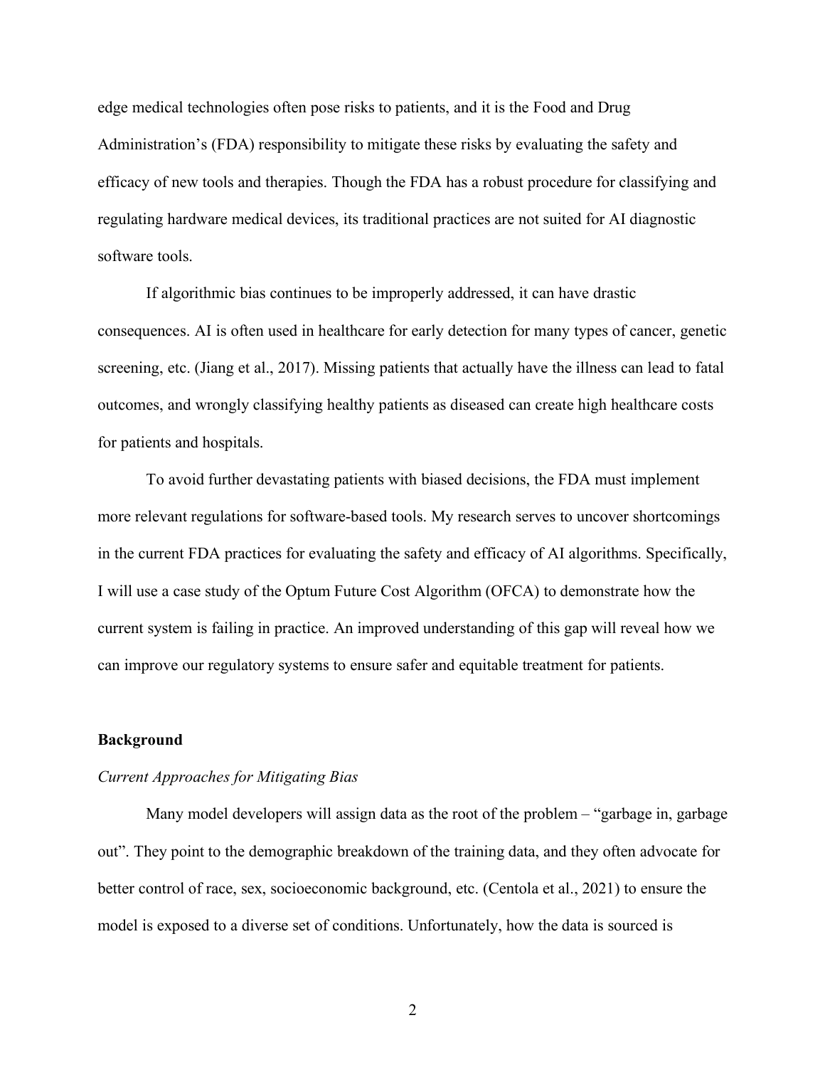edge medical technologies often pose risks to patients, and it is the Food and Drug Administration's (FDA) responsibility to mitigate these risks by evaluating the safety and efficacy of new tools and therapies. Though the FDA has a robust procedure for classifying and regulating hardware medical devices, its traditional practices are not suited for AI diagnostic software tools.

If algorithmic bias continues to be improperly addressed, it can have drastic consequences. AI is often used in healthcare for early detection for many types of cancer, genetic screening, etc. (Jiang et al., 2017). Missing patients that actually have the illness can lead to fatal outcomes, and wrongly classifying healthy patients as diseased can create high healthcare costs for patients and hospitals.

To avoid further devastating patients with biased decisions, the FDA must implement more relevant regulations for software-based tools. My research serves to uncover shortcomings in the current FDA practices for evaluating the safety and efficacy of AI algorithms. Specifically, I will use a case study of the Optum Future Cost Algorithm (OFCA) to demonstrate how the current system is failing in practice. An improved understanding of this gap will reveal how we can improve our regulatory systems to ensure safer and equitable treatment for patients.

## Background

### *Current Approaches for Mitigating Bias*

Many model developers will assign data as the root of the problem – "garbage in, garbage out". They point to the demographic breakdown of the training data, and they often advocate for better control of race, sex, socioeconomic background, etc. (Centola et al., 2021) to ensure the model is exposed to a diverse set of conditions. Unfortunately, how the data is sourced is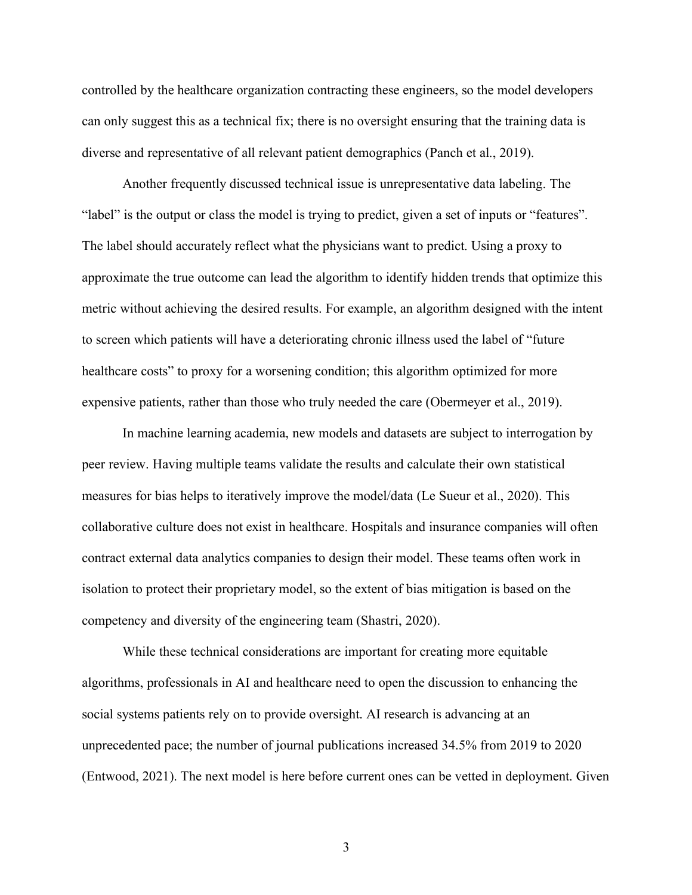controlled by the healthcare organization contracting these engineers, so the model developers can only suggest this as a technical fix; there is no oversight ensuring that the training data is diverse and representative of all relevant patient demographics (Panch et al., 2019).

Another frequently discussed technical issue is unrepresentative data labeling. The "label" is the output or class the model is trying to predict, given a set of inputs or "features". The label should accurately reflect what the physicians want to predict. Using a proxy to approximate the true outcome can lead the algorithm to identify hidden trends that optimize this metric without achieving the desired results. For example, an algorithm designed with the intent to screen which patients will have a deteriorating chronic illness used the label of "future healthcare costs" to proxy for a worsening condition; this algorithm optimized for more expensive patients, rather than those who truly needed the care (Obermeyer et al., 2019).

In machine learning academia, new models and datasets are subject to interrogation by peer review. Having multiple teams validate the results and calculate their own statistical measures for bias helps to iteratively improve the model/data (Le Sueur et al., 2020). This collaborative culture does not exist in healthcare. Hospitals and insurance companies will often contract external data analytics companies to design their model. These teams often work in isolation to protect their proprietary model, so the extent of bias mitigation is based on the competency and diversity of the engineering team (Shastri, 2020).

While these technical considerations are important for creating more equitable algorithms, professionals in AI and healthcare need to open the discussion to enhancing the social systems patients rely on to provide oversight. AI research is advancing at an unprecedented pace; the number of journal publications increased 34.5% from 2019 to 2020 (Entwood, 2021). The next model is here before current ones can be vetted in deployment. Given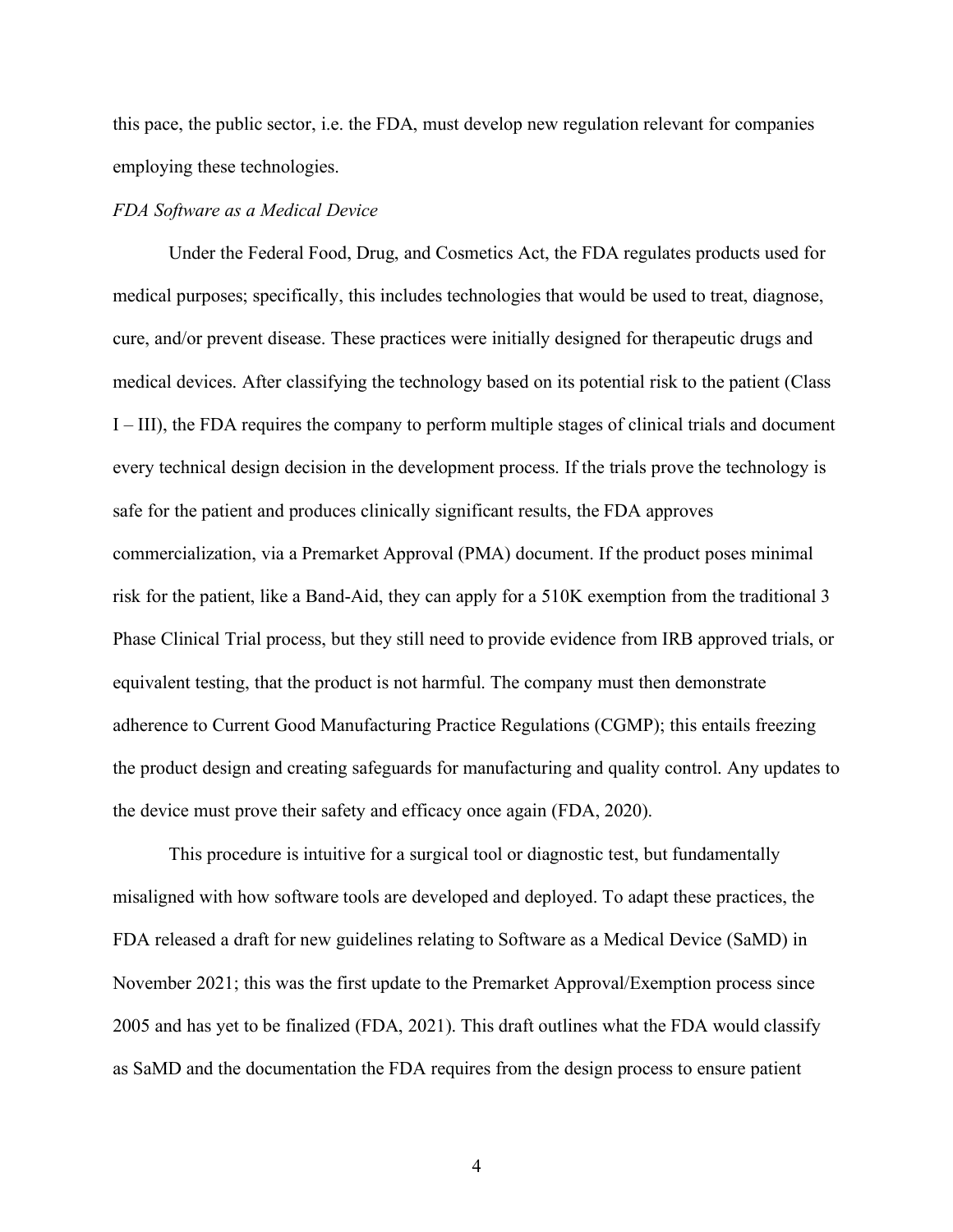this pace, the public sector, i.e. the FDA, must develop new regulation relevant for companies employing these technologies.

*FDA Software as a Medical Device*

Under the Federal Food, Drug, and Cosmetics Act, the FDA regulates products used for medical purposes; specifically, this includes technologies that would be used to treat, diagnose, cure, and/or prevent disease. These practices were initially designed for therapeutic drugs and medical devices. After classifying the technology based on its potential risk to the patient (Class I – III), the FDA requires the company to perform multiple stages of clinical trials and document every technical design decision in the development process. If the trials prove the technology is safe for the patient and produces clinically significant results, the FDA approves commercialization, via a Premarket Approval (PMA) document. If the product poses minimal risk for the patient, like a Band-Aid, they can apply for a 510K exemption from the traditional 3 Phase Clinical Trial process, but they still need to provide evidence from IRB approved trials, or equivalent testing, that the product is not harmful. The company must then demonstrate adherence to Current Good Manufacturing Practice Regulations (CGMP); this entails freezing the product design and creating safeguards for manufacturing and quality control. Any updates to the device must prove their safety and efficacy once again (FDA, 2020).

This procedure is intuitive for a surgical tool or diagnostic test, but fundamentally misaligned with how software tools are developed and deployed. To adapt these practices, the FDA released a draft for new guidelines relating to Software as a Medical Device (SaMD) in November 2021; this was the first update to the Premarket Approval/Exemption process since 2005 and has yet to be finalized (FDA, 2021). This draft outlines what the FDA would classify as SaMD and the documentation the FDA requires from the design process to ensure patient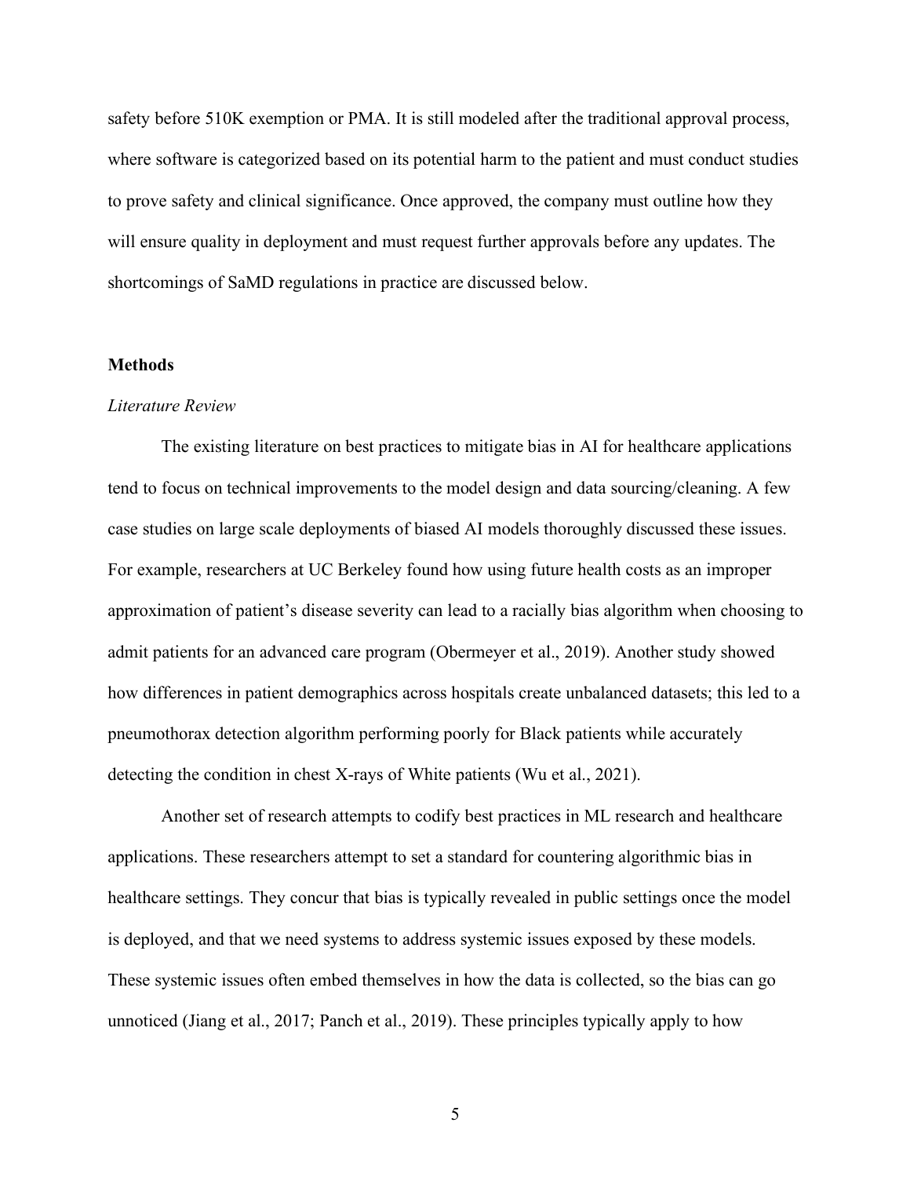safety before 510K exemption or PMA. It is still modeled after the traditional approval process, where software is categorized based on its potential harm to the patient and must conduct studies to prove safety and clinical significance. Once approved, the company must outline how they will ensure quality in deployment and must request further approvals before any updates. The shortcomings of SaMD regulations in practice are discussed below.

## Methods

### *Literature Review*

The existing literature on best practices to mitigate bias in AI for healthcare applications tend to focus on technical improvements to the model design and data sourcing/cleaning. A few case studies on large scale deployments of biased AI models thoroughly discussed these issues. For example, researchers at UC Berkeley found how using future health costs as an improper approximation of patient's disease severity can lead to a racially bias algorithm when choosing to admit patients for an advanced care program (Obermeyer et al., 2019). Another study showed how differences in patient demographics across hospitals create unbalanced datasets; this led to a pneumothorax detection algorithm performing poorly for Black patients while accurately detecting the condition in chest X-rays of White patients (Wu et al., 2021).

Another set of research attempts to codify best practices in ML research and healthcare applications. These researchers attempt to set a standard for countering algorithmic bias in healthcare settings. They concur that bias is typically revealed in public settings once the model is deployed, and that we need systems to address systemic issues exposed by these models. These systemic issues often embed themselves in how the data is collected, so the bias can go unnoticed (Jiang et al., 2017; Panch et al., 2019). These principles typically apply to how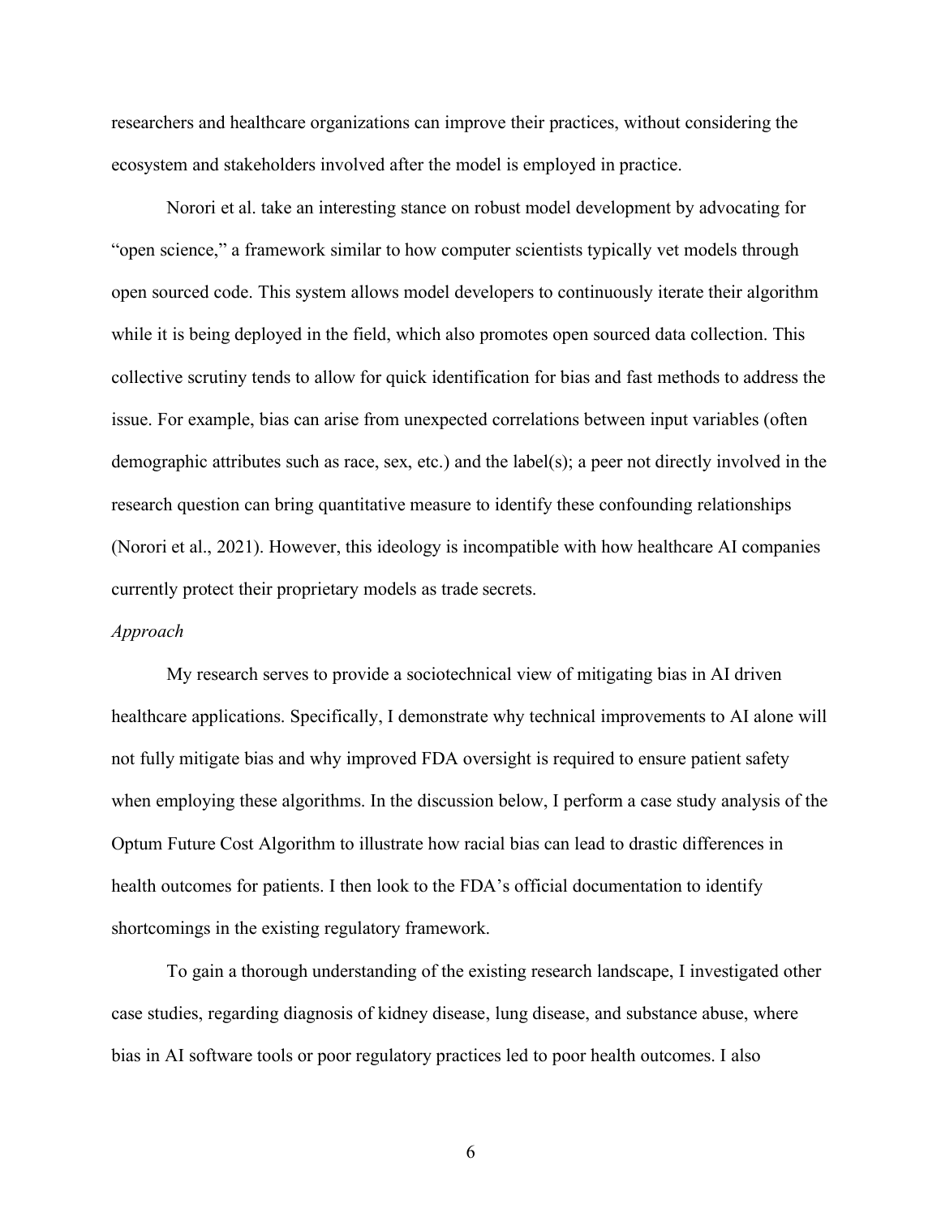researchers and healthcare organizations can improve their practices, without considering the ecosystem and stakeholders involved after the model is employed in practice.

Norori et al. take an interesting stance on robust model development by advocating for "open science," a framework similar to how computer scientists typically vet models through open sourced code. This system allows model developers to continuously iterate their algorithm while it is being deployed in the field, which also promotes open sourced data collection. This collective scrutiny tends to allow for quick identification for bias and fast methods to address the issue. For example, bias can arise from unexpected correlations between input variables (often demographic attributes such as race, sex, etc.) and the label(s); a peer not directly involved in the research question can bring quantitative measure to identify these confounding relationships (Norori et al., 2021). However, this ideology is incompatible with how healthcare AI companies currently protect their proprietary models as trade secrets.

*Approach*

My research serves to provide a sociotechnical view of mitigating bias in AI driven healthcare applications. Specifically, I demonstrate why technical improvements to AI alone will not fully mitigate bias and why improved FDA oversight is required to ensure patient safety when employing these algorithms. In the discussion below, I perform a case study analysis of the Optum Future Cost Algorithm to illustrate how racial bias can lead to drastic differences in health outcomes for patients. I then look to the FDA's official documentation to identify shortcomings in the existing regulatory framework.

To gain a thorough understanding of the existing research landscape, I investigated other case studies, regarding diagnosis of kidney disease, lung disease, and substance abuse, where bias in AI software tools or poor regulatory practices led to poor health outcomes. I also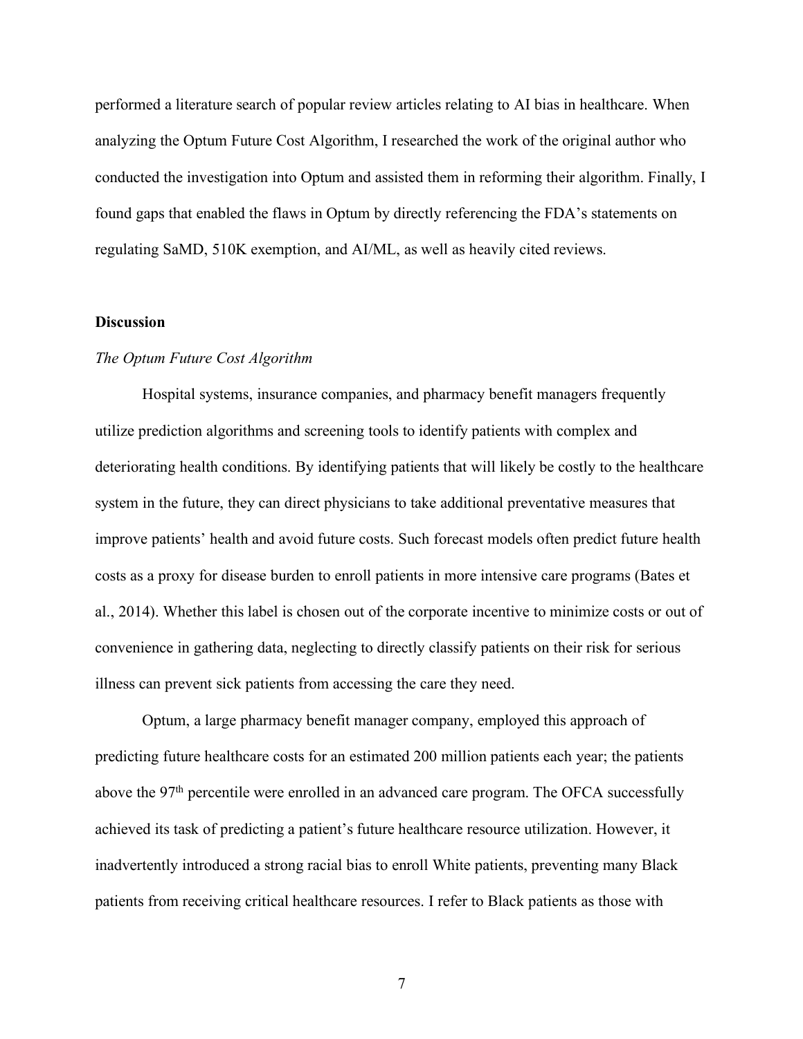performed a literature search of popular review articles relating to AI bias in healthcare. When analyzing the Optum Future Cost Algorithm, I researched the work of the original author who conducted the investigation into Optum and assisted them in reforming their algorithm. Finally, I found gaps that enabled the flaws in Optum by directly referencing the FDA's statements on regulating SaMD, 510K exemption, and AI/ML, as well as heavily cited reviews.

## Discussion

### *The Optum Future Cost Algorithm*

Hospital systems, insurance companies, and pharmacy benefit managers frequently utilize prediction algorithms and screening tools to identify patients with complex and deteriorating health conditions. By identifying patients that will likely be costly to the healthcare system in the future, they can direct physicians to take additional preventative measures that improve patients' health and avoid future costs. Such forecast models often predict future health costs as a proxy for disease burden to enroll patients in more intensive care programs (Bates et al., 2014). Whether this label is chosen out of the corporate incentive to minimize costs or out of convenience in gathering data, neglecting to directly classify patients on their risk for serious illness can prevent sick patients from accessing the care they need.

Optum, a large pharmacy benefit manager company, employed this approach of predicting future healthcare costs for an estimated 200 million patients each year; the patients above the 97th percentile were enrolled in an advanced care program. The OFCA successfully achieved its task of predicting a patient's future healthcare resource utilization. However, it inadvertently introduced a strong racial bias to enroll White patients, preventing many Black patients from receiving critical healthcare resources. I refer to Black patients as those with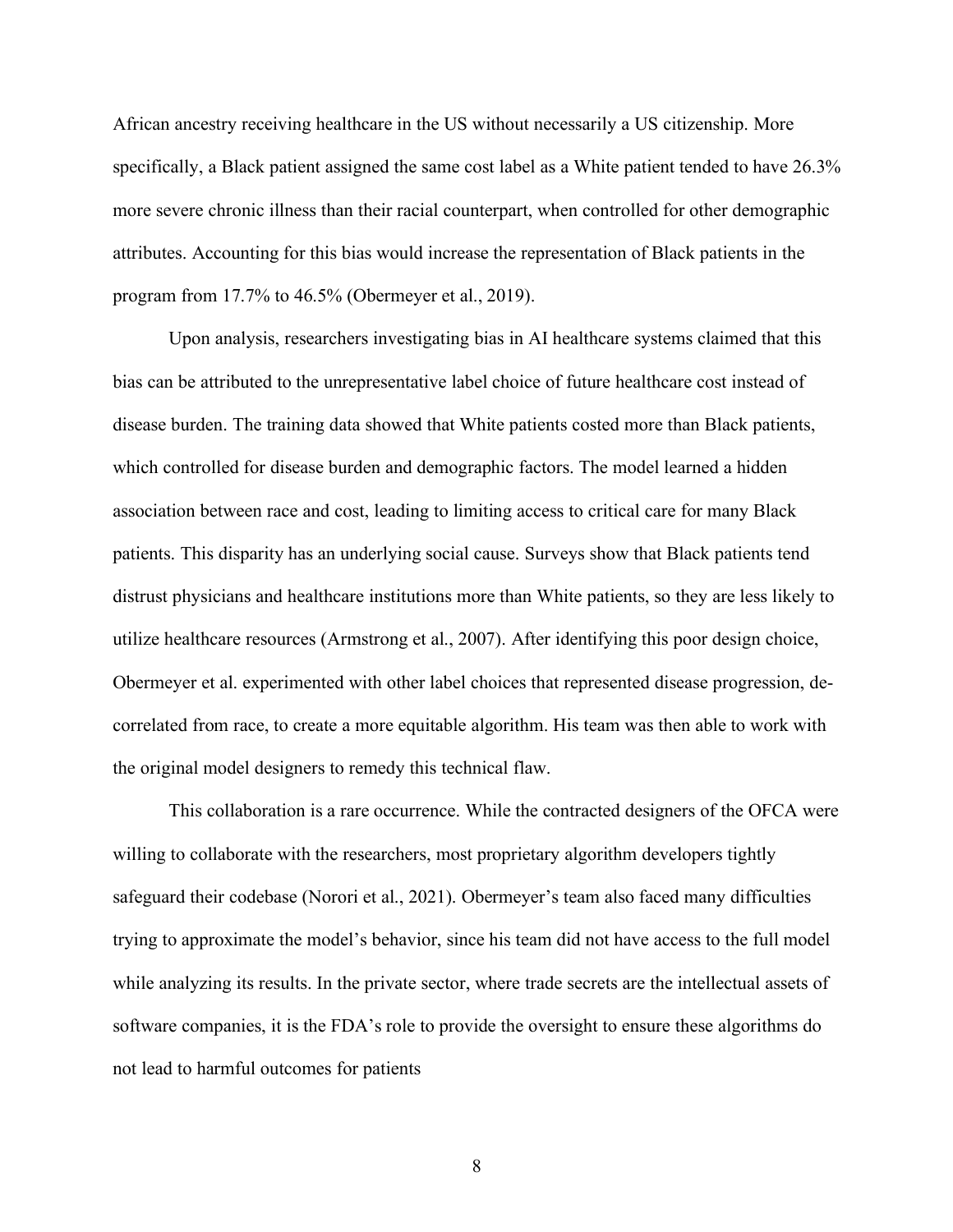African ancestry receiving healthcare in the US without necessarily a US citizenship. More specifically, a Black patient assigned the same cost label as a White patient tended to have 26.3% more severe chronic illness than their racial counterpart, when controlled for other demographic attributes. Accounting for this bias would increase the representation of Black patients in the program from 17.7% to 46.5% (Obermeyer et al., 2019).

Upon analysis, researchers investigating bias in AI healthcare systems claimed that this bias can be attributed to the unrepresentative label choice of future healthcare cost instead of disease burden. The training data showed that White patients costed more than Black patients, which controlled for disease burden and demographic factors. The model learned a hidden association between race and cost, leading to limiting access to critical care for many Black patients. This disparity has an underlying social cause. Surveys show that Black patients tend distrust physicians and healthcare institutions more than White patients, so they are less likely to utilize healthcare resources (Armstrong et al., 2007). After identifying this poor design choice, Obermeyer et al. experimented with other label choices that represented disease progression, de-correlated from race, to create a more equitable algorithm. His team was then able to work with the original model designers to remedy this technical flaw.

This collaboration is a rare occurrence. While the contracted designers of the OFCA were willing to collaborate with the researchers, most proprietary algorithm developers tightly safeguard their codebase (Norori et al., 2021). Obermeyer's team also faced many difficulties trying to approximate the model's behavior, since his team did not have access to the full model while analyzing its results. In the private sector, where trade secrets are the intellectual assets of software companies, it is the FDA's role to provide the oversight to ensure these algorithms do not lead to harmful outcomes for patients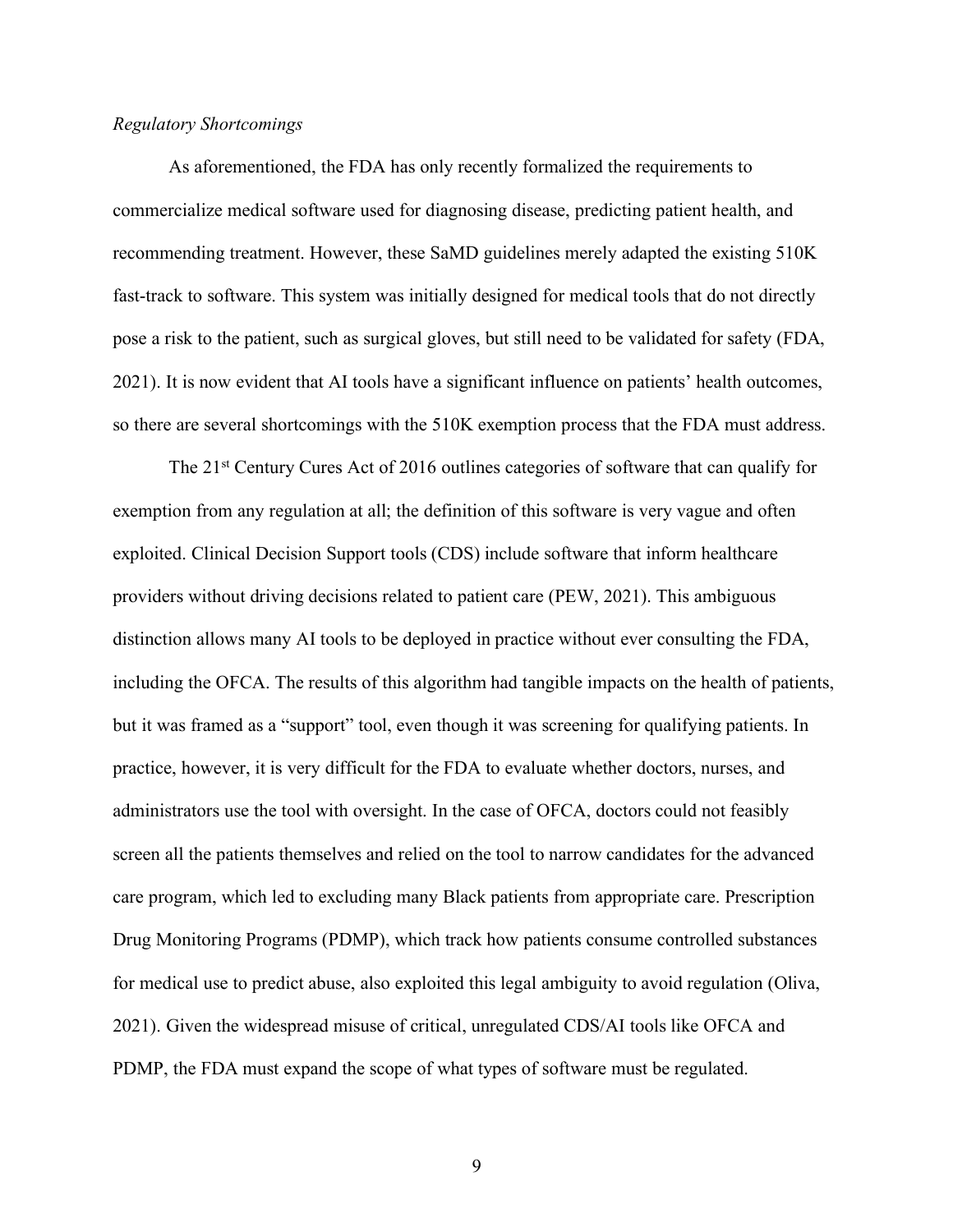*Regulatory Shortcomings*

As aforementioned, the FDA has only recently formalized the requirements to commercialize medical software used for diagnosing disease, predicting patient health, and recommending treatment. However, these SaMD guidelines merely adapted the existing 510K fast-track to software. This system was initially designed for medical tools that do not directly pose a risk to the patient, such as surgical gloves, but still need to be validated for safety (FDA, 2021). It is now evident that AI tools have a significant influence on patients' health outcomes, so there are several shortcomings with the 510K exemption process that the FDA must address.

The 21st Century Cures Act of 2016 outlines categories of software that can qualify for exemption from any regulation at all; the definition of this software is very vague and often exploited. Clinical Decision Support tools (CDS) include software that inform healthcare providers without driving decisions related to patient care (PEW, 2021). This ambiguous distinction allows many AI tools to be deployed in practice without ever consulting the FDA, including the OFCA. The results of this algorithm had tangible impacts on the health of patients, but it was framed as a "support" tool, even though it was screening for qualifying patients. In practice, however, it is very difficult for the FDA to evaluate whether doctors, nurses, and administrators use the tool with oversight. In the case of OFCA, doctors could not feasibly screen all the patients themselves and relied on the tool to narrow candidates for the advanced care program, which led to excluding many Black patients from appropriate care. Prescription Drug Monitoring Programs (PDMP), which track how patients consume controlled substances for medical use to predict abuse, also exploited this legal ambiguity to avoid regulation (Oliva, 2021). Given the widespread misuse of critical, unregulated CDS/AI tools like OFCA and PDMP, the FDA must expand the scope of what types of software must be regulated.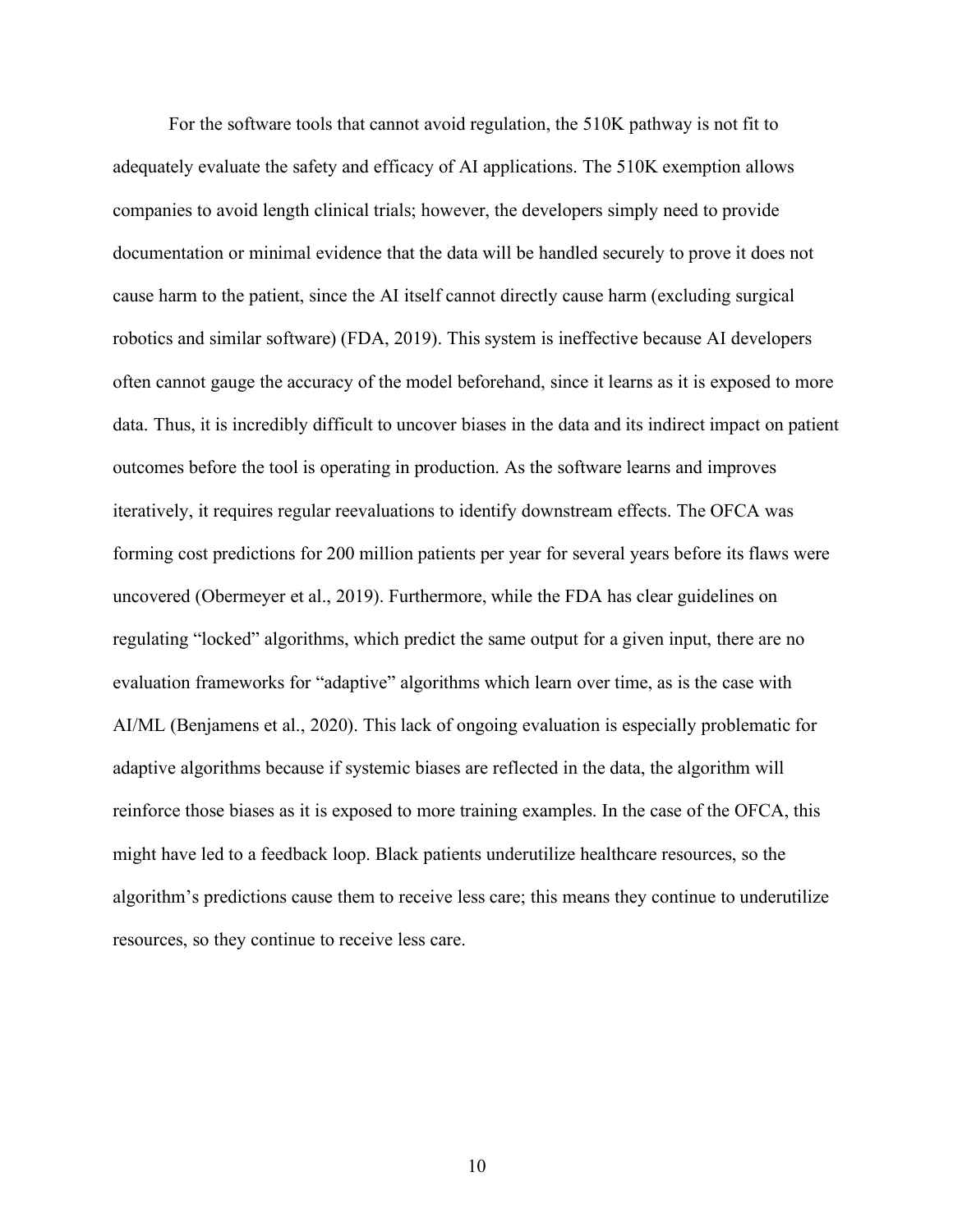For the software tools that cannot avoid regulation, the 510K pathway is not fit to adequately evaluate the safety and efficacy of AI applications. The 510K exemption allows companies to avoid length clinical trials; however, the developers simply need to provide documentation or minimal evidence that the data will be handled securely to prove it does not cause harm to the patient, since the AI itself cannot directly cause harm (excluding surgical robotics and similar software) (FDA, 2019). This system is ineffective because AI developers often cannot gauge the accuracy of the model beforehand, since it learns as it is exposed to more data. Thus, it is incredibly difficult to uncover biases in the data and its indirect impact on patient outcomes before the tool is operating in production. As the software learns and improves iteratively, it requires regular reevaluations to identify downstream effects. The OFCA was forming cost predictions for 200 million patients per year for several years before its flaws were uncovered (Obermeyer et al., 2019). Furthermore, while the FDA has clear guidelines on regulating "locked" algorithms, which predict the same output for a given input, there are no evaluation frameworks for "adaptive" algorithms which learn over time, as is the case with AI/ML (Benjamens et al., 2020). This lack of ongoing evaluation is especially problematic for adaptive algorithms because if systemic biases are reflected in the data, the algorithm will reinforce those biases as it is exposed to more training examples. In the case of the OFCA, this might have led to a feedback loop. Black patients underutilize healthcare resources, so the algorithm's predictions cause them to receive less care; this means they continue to underutilize resources, so they continue to receive less care.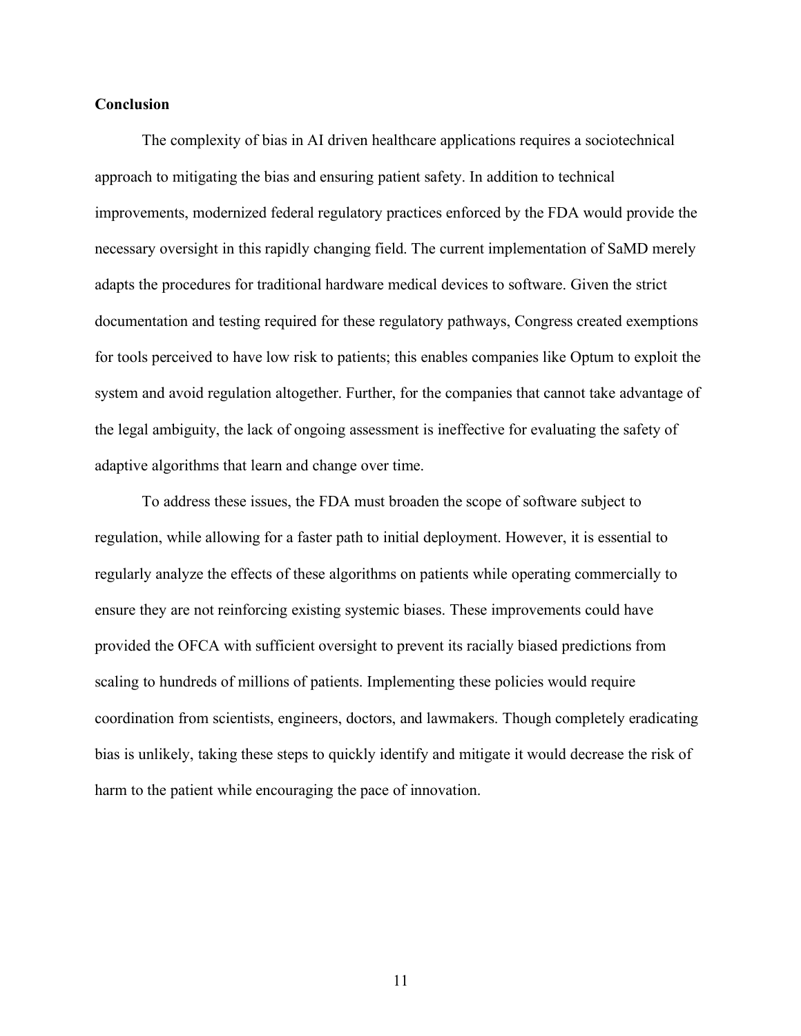**Conclusion**

The complexity of bias in AI driven healthcare applications requires a sociotechnical approach to mitigating the bias and ensuring patient safety. In addition to technical improvements, modernized federal regulatory practices enforced by the FDA would provide the necessary oversight in this rapidly changing field. The current implementation of SaMD merely adapts the procedures for traditional hardware medical devices to software. Given the strict documentation and testing required for these regulatory pathways, Congress created exemptions for tools perceived to have low risk to patients; this enables companies like Optum to exploit the system and avoid regulation altogether. Further, for the companies that cannot take advantage of the legal ambiguity, the lack of ongoing assessment is ineffective for evaluating the safety of adaptive algorithms that learn and change over time.

To address these issues, the FDA must broaden the scope of software subject to regulation, while allowing for a faster path to initial deployment. However, it is essential to regularly analyze the effects of these algorithms on patients while operating commercially to ensure they are not reinforcing existing systemic biases. These improvements could have provided the OFCA with sufficient oversight to prevent its racially biased predictions from scaling to hundreds of millions of patients. Implementing these policies would require coordination from scientists, engineers, doctors, and lawmakers. Though completely eradicating bias is unlikely, taking these steps to quickly identify and mitigate it would decrease the risk of harm to the patient while encouraging the pace of innovation.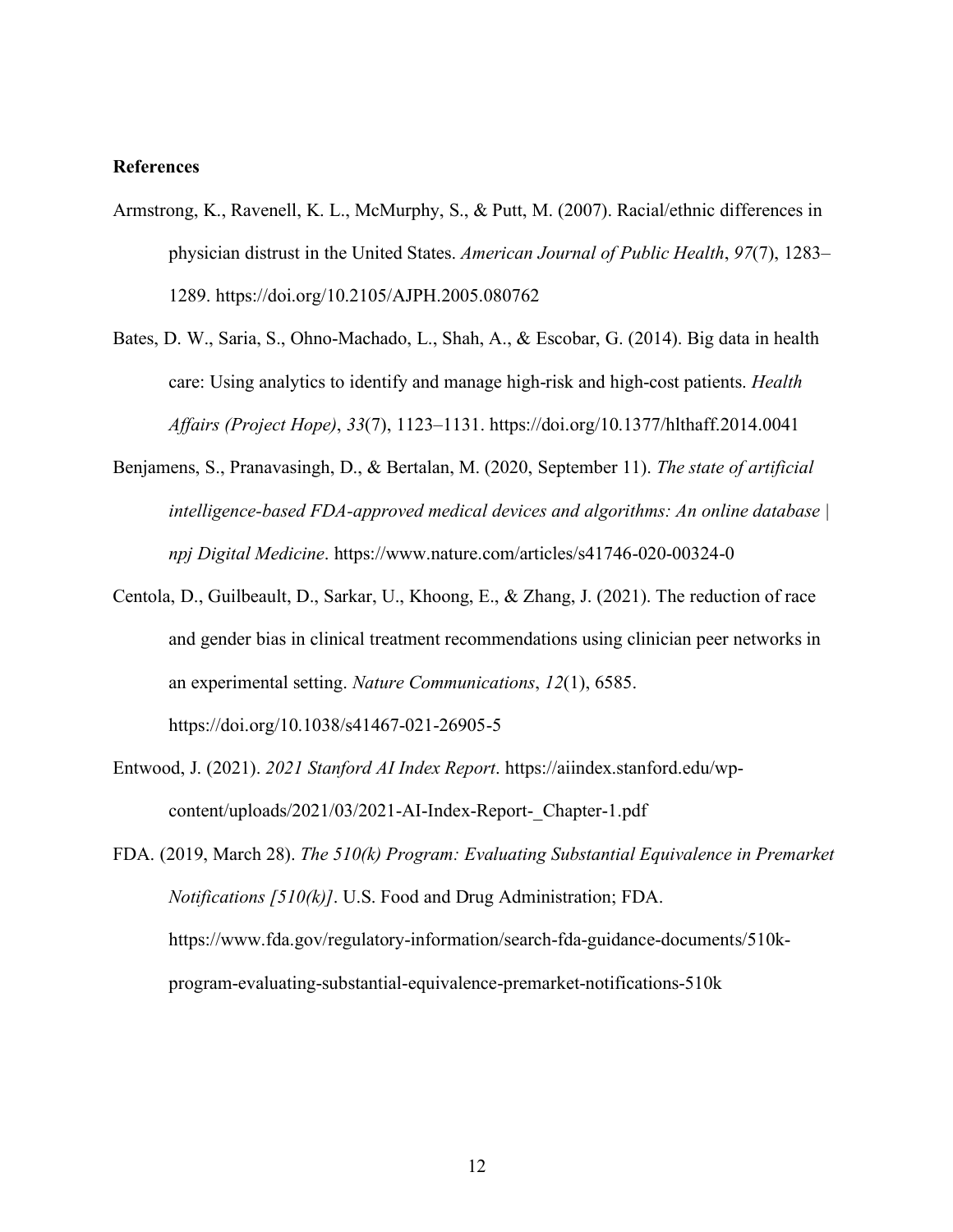**References**

Armstrong, K., Ravenell, K. L., McMurphy, S., & Putt, M. (2007). Racial/ethnic differences in physician distrust in the United States. *American Journal of Public Health*, *97*(7), 1283–1289. https://doi.org/10.2105/AJPH.2005.080762

Bates, D. W., Saria, S., Ohno-Machado, L., Shah, A., & Escobar, G. (2014). Big data in health care: Using analytics to identify and manage high-risk and high-cost patients. *Health Affairs (Project Hope)*, *33*(7), 1123–1131. https://doi.org/10.1377/hlthaff.2014.0041

Benjamens, S., Pranavasingh, D., & Bertalan, M. (2020, September 11). *The state of artificial intelligence-based FDA-approved medical devices and algorithms: An online database | npj Digital Medicine*. https://www.nature.com/articles/s41746-020-00324-0

Centola, D., Guilbeault, D., Sarkar, U., Khoong, E., & Zhang, J. (2021). The reduction of race and gender bias in clinical treatment recommendations using clinician peer networks in an experimental setting. *Nature Communications*, *12*(1), 6585. https://doi.org/10.1038/s41467-021-26905-5

Entwood, J. (2021). *2021 Stanford AI Index Report*. https://aiindex.stanford.edu/wp-content/uploads/2021/03/2021-AI-Index-Report-_Chapter-1.pdf

FDA. (2019, March 28). *The 510(k) Program: Evaluating Substantial Equivalence in Premarket Notifications [510(k)]*. U.S. Food and Drug Administration; FDA. https://www.fda.gov/regulatory-information/search-fda-guidance-documents/510k-program-evaluating-substantial-equivalence-premarket-notifications-510k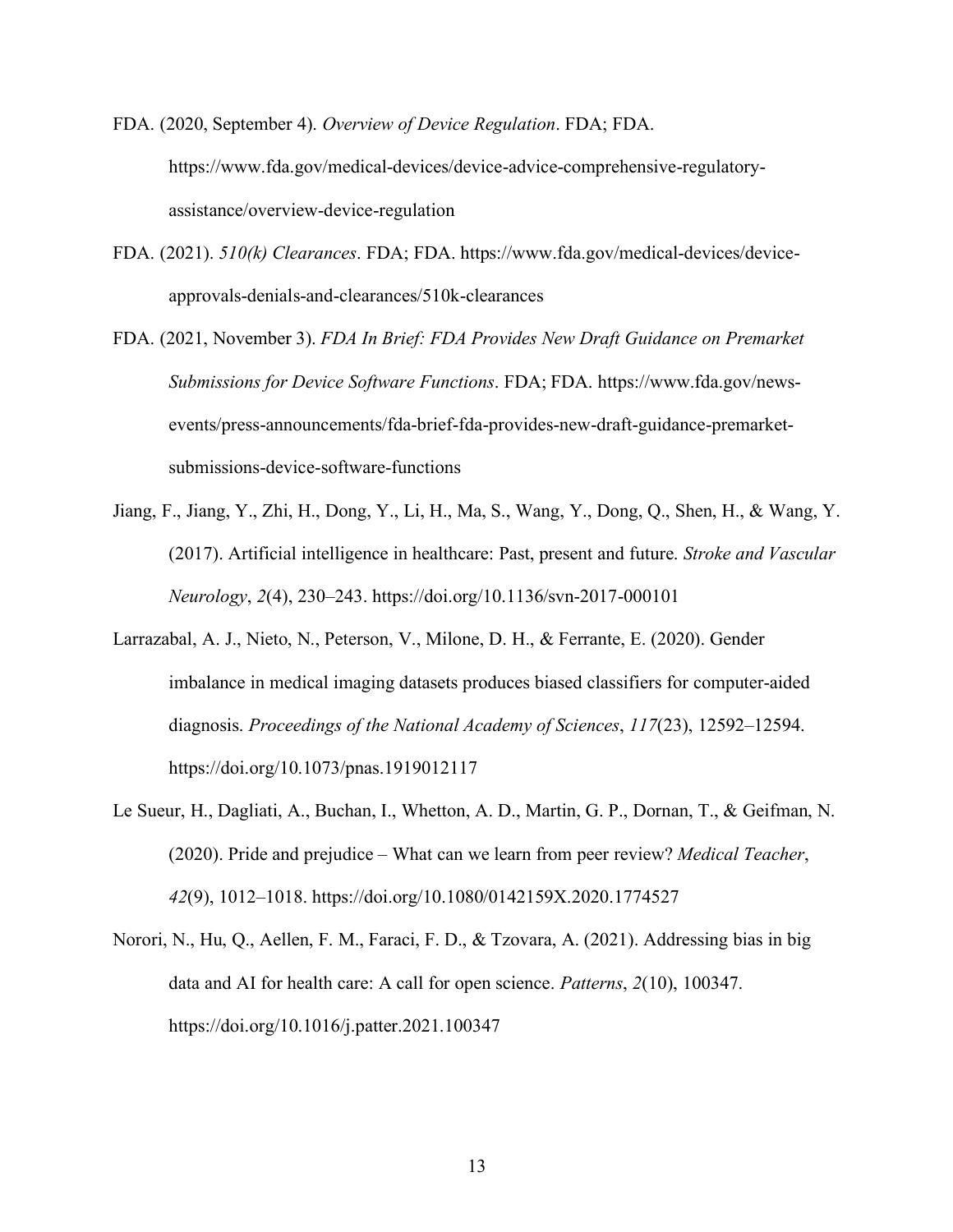FDA. (2020, September 4). *Overview of Device Regulation*. FDA; FDA. https://www.fda.gov/medical-devices/device-advice-comprehensive-regulatory-assistance/overview-device-regulation

FDA. (2021). *510(k) Clearances*. FDA; FDA. https://www.fda.gov/medical-devices/device-approvals-denials-and-clearances/510k-clearances

FDA. (2021, November 3). *FDA In Brief: FDA Provides New Draft Guidance on Premarket Submissions for Device Software Functions*. FDA; FDA. https://www.fda.gov/news-events/press-announcements/fda-brief-fda-provides-new-draft-guidance-premarket-submissions-device-software-functions

Jiang, F., Jiang, Y., Zhi, H., Dong, Y., Li, H., Ma, S., Wang, Y., Dong, Q., Shen, H., & Wang, Y. (2017). Artificial intelligence in healthcare: Past, present and future. *Stroke and Vascular Neurology*, *2*(4), 230–243. https://doi.org/10.1136/svn-2017-000101

Larrazabal, A. J., Nieto, N., Peterson, V., Milone, D. H., & Ferrante, E. (2020). Gender imbalance in medical imaging datasets produces biased classifiers for computer-aided diagnosis. *Proceedings of the National Academy of Sciences*, *117*(23), 12592–12594. https://doi.org/10.1073/pnas.1919012117

Le Sueur, H., Dagliati, A., Buchan, I., Whetton, A. D., Martin, G. P., Dornan, T., & Geifman, N. (2020). Pride and prejudice – What can we learn from peer review? *Medical Teacher*, *42*(9), 1012–1018. https://doi.org/10.1080/0142159X.2020.1774527

Norori, N., Hu, Q., Aellen, F. M., Faraci, F. D., & Tzovara, A. (2021). Addressing bias in big data and AI for health care: A call for open science. *Patterns*, *2*(10), 100347. https://doi.org/10.1016/j.patter.2021.100347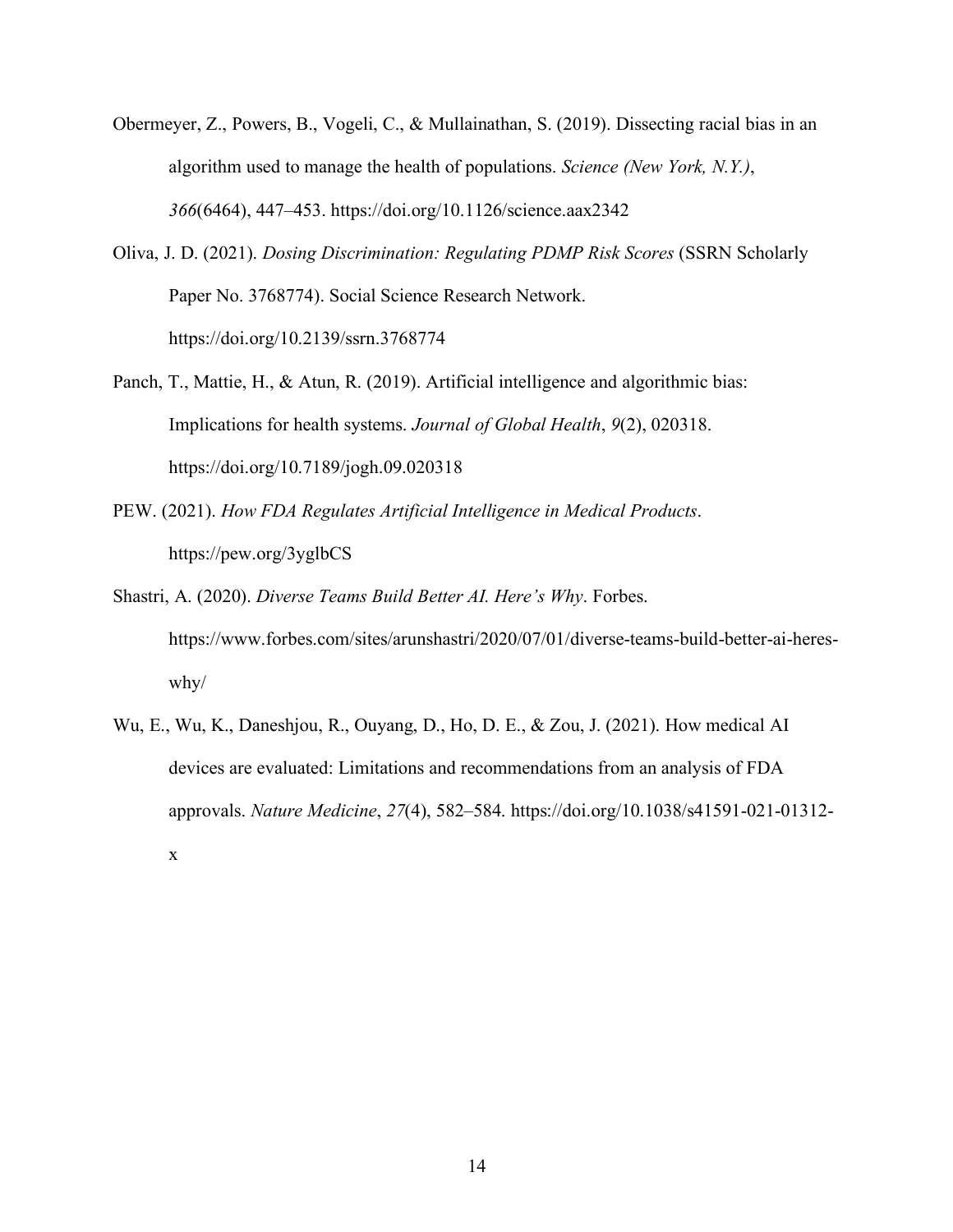Obermeyer, Z., Powers, B., Vogeli, C., & Mullainathan, S. (2019). Dissecting racial bias in an algorithm used to manage the health of populations. *Science (New York, N.Y.)*, *366*(6464), 447–453. https://doi.org/10.1126/science.aax2342

Oliva, J. D. (2021). *Dosing Discrimination: Regulating PDMP Risk Scores* (SSRN Scholarly Paper No. 3768774). Social Science Research Network. https://doi.org/10.2139/ssrn.3768774

Panch, T., Mattie, H., & Atun, R. (2019). Artificial intelligence and algorithmic bias: Implications for health systems. *Journal of Global Health*, *9*(2), 020318. https://doi.org/10.7189/jogh.09.020318

PEW. (2021). *How FDA Regulates Artificial Intelligence in Medical Products*. https://pew.org/3yglbCS

Shastri, A. (2020). *Diverse Teams Build Better AI. Here's Why*. Forbes. https://www.forbes.com/sites/arunshastri/2020/07/01/diverse-teams-build-better-ai-heres-why/

Wu, E., Wu, K., Daneshjou, R., Ouyang, D., Ho, D. E., & Zou, J. (2021). How medical AI devices are evaluated: Limitations and recommendations from an analysis of FDA approvals. *Nature Medicine*, *27*(4), 582–584. https://doi.org/10.1038/s41591-021-01312-x